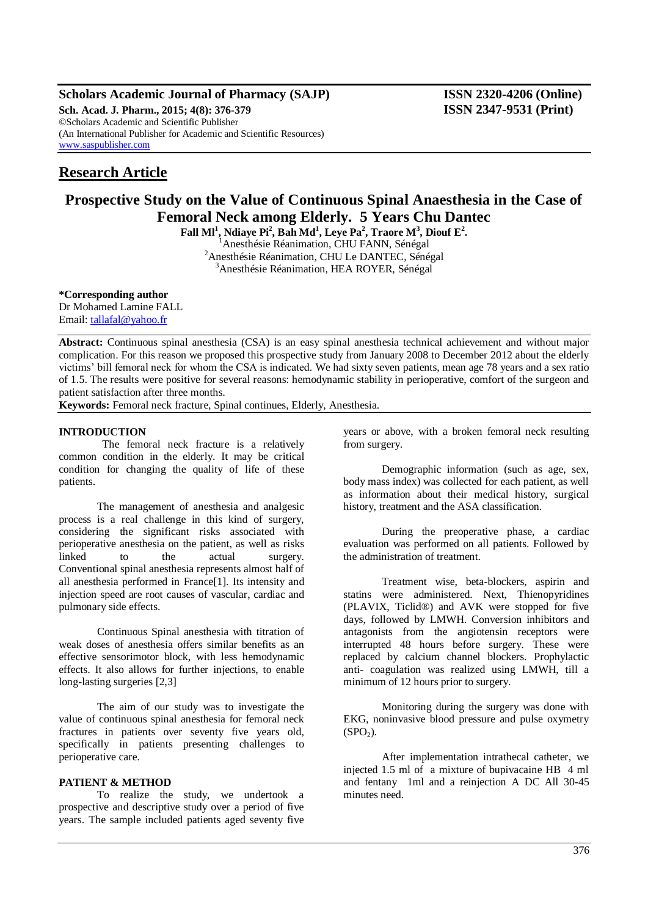**Scholars Academic Journal of Pharmacy (SAJP)** **ISSN 2320-4206 (Online)**
**Sch. Acad. J. Pharm., 2015; 4(8): 376-379** **ISSN 2347-9531 (Print)**
©Scholars Academic and Scientific Publisher
(An International Publisher for Academic and Scientific Resources)
www.saspublisher.com

## Research Article

# Prospective Study on the Value of Continuous Spinal Anaesthesia in the Case of Femoral Neck among Elderly. 5 Years Chu Dantec

**Fall Ml[1], Ndiaye Pi[2], Bah Md[1], Leye Pa[2], Traore M[3], Diouf E[2].**

[1]Anesthésie Réanimation, CHU FANN, Sénégal
[2]Anesthésie Réanimation, CHU Le DANTEC, Sénégal
[3]Anesthésie Réanimation, HEA ROYER, Sénégal

**\*Corresponding author**
Dr Mohamed Lamine FALL
Email: tallafal@yahoo.fr

**Abstract:** Continuous spinal anesthesia (CSA) is an easy spinal anesthesia technical achievement and without major complication. For this reason we proposed this prospective study from January 2008 to December 2012 about the elderly victims' bill femoral neck for whom the CSA is indicated. We had sixty seven patients, mean age 78 years and a sex ratio of 1.5. The results were positive for several reasons: hemodynamic stability in perioperative, comfort of the surgeon and patient satisfaction after three months.

**Keywords:** Femoral neck fracture, Spinal continues, Elderly, Anesthesia.

## INTRODUCTION

The femoral neck fracture is a relatively common condition in the elderly. It may be critical condition for changing the quality of life of these patients.

The management of anesthesia and analgesic process is a real challenge in this kind of surgery, considering the significant risks associated with perioperative anesthesia on the patient, as well as risks linked to the actual surgery. Conventional spinal anesthesia represents almost half of all anesthesia performed in France[1]. Its intensity and injection speed are root causes of vascular, cardiac and pulmonary side effects.

Continuous Spinal anesthesia with titration of weak doses of anesthesia offers similar benefits as an effective sensorimotor block, with less hemodynamic effects. It also allows for further injections, to enable long-lasting surgeries [2,3]

The aim of our study was to investigate the value of continuous spinal anesthesia for femoral neck fractures in patients over seventy five years old, specifically in patients presenting challenges to perioperative care.

## PATIENT & METHOD

To realize the study, we undertook a prospective and descriptive study over a period of five years. The sample included patients aged seventy five years or above, with a broken femoral neck resulting from surgery.

Demographic information (such as age, sex, body mass index) was collected for each patient, as well as information about their medical history, surgical history, treatment and the ASA classification.

During the preoperative phase, a cardiac evaluation was performed on all patients. Followed by the administration of treatment.

Treatment wise, beta-blockers, aspirin and statins were administered. Next, Thienopyridines (PLAVIX, Ticlid®) and AVK were stopped for five days, followed by LMWH. Conversion inhibitors and antagonists from the angiotensin receptors were interrupted 48 hours before surgery. These were replaced by calcium channel blockers. Prophylactic anti- coagulation was realized using LMWH, till a minimum of 12 hours prior to surgery.

Monitoring during the surgery was done with EKG, noninvasive blood pressure and pulse oxymetry ($SPO_2$).

After implementation intrathecal catheter, we injected 1.5 ml of a mixture of bupivacaine HB 4 ml and fentany 1ml and a reinjection A DC All 30-45 minutes need.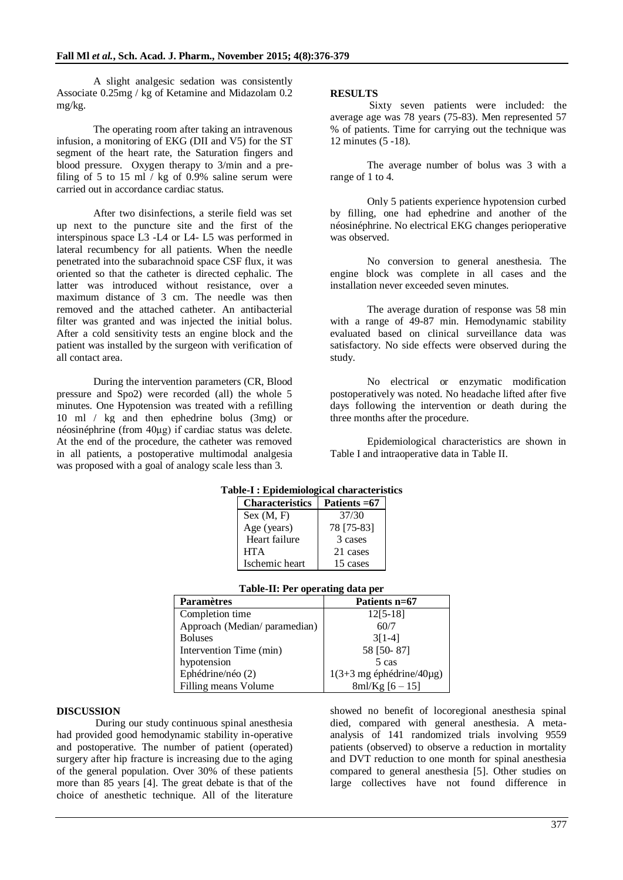A slight analgesic sedation was consistently Associate 0.25mg / kg of Ketamine and Midazolam 0.2 mg/kg.

The operating room after taking an intravenous infusion, a monitoring of EKG (DII and V5) for the ST segment of the heart rate, the Saturation fingers and blood pressure. Oxygen therapy to 3/min and a pre-filing of 5 to 15 ml / kg of 0.9% saline serum were carried out in accordance cardiac status.

After two disinfections, a sterile field was set up next to the puncture site and the first of the interspinous space L3 -L4 or L4- L5 was performed in lateral recumbency for all patients. When the needle penetrated into the subarachnoid space CSF flux, it was oriented so that the catheter is directed cephalic. The latter was introduced without resistance, over a maximum distance of 3 cm. The needle was then removed and the attached catheter. An antibacterial filter was granted and was injected the initial bolus. After a cold sensitivity tests an engine block and the patient was installed by the surgeon with verification of all contact area.

During the intervention parameters (CR, Blood pressure and Spo2) were recorded (all) the whole 5 minutes. One Hypotension was treated with a refilling 10 ml / kg and then ephedrine bolus (3mg) or néosinéphrine (from 40µg) if cardiac status was delete. At the end of the procedure, the catheter was removed in all patients, a postoperative multimodal analgesia was proposed with a goal of analogy scale less than 3.

## RESULTS

Sixty seven patients were included: the average age was 78 years (75-83). Men represented 57 % of patients. Time for carrying out the technique was 12 minutes (5 -18).

The average number of bolus was 3 with a range of 1 to 4.

Only 5 patients experience hypotension curbed by filling, one had ephedrine and another of the néosinéphrine. No electrical EKG changes perioperative was observed.

No conversion to general anesthesia. The engine block was complete in all cases and the installation never exceeded seven minutes.

The average duration of response was 58 min with a range of 49-87 min. Hemodynamic stability evaluated based on clinical surveillance data was satisfactory. No side effects were observed during the study.

No electrical or enzymatic modification postoperatively was noted. No headache lifted after five days following the intervention or death during the three months after the procedure.

Epidemiological characteristics are shown in Table I and intraoperative data in Table II.

**Table-I : Epidemiological characteristics**

| Characteristics | Patients =67 |
|---|---|
| Sex (M, F) | 37/30 |
| Age (years) | 78 [75-83] |
| Heart failure | 3 cases |
| HTA | 21 cases |
| Ischemic heart | 15 cases |

**Table-II: Per operating data per**

| Paramètres | Patients n=67 |
|---|---|
| Completion time | 12[5-18] |
| Approach (Median/ paramedian) | 60/7 |
| Boluses | 3[1-4] |
| Intervention Time (min) | 58 [50- 87] |
| hypotension | 5 cas |
| Ephédrine/néo (2) | 1(3+3 mg éphédrine/40µg) |
| Filling means Volume | 8ml/Kg [6 – 15] |

## DISCUSSION

During our study continuous spinal anesthesia had provided good hemodynamic stability in-operative and postoperative. The number of patient (operated) surgery after hip fracture is increasing due to the aging of the general population. Over 30% of these patients more than 85 years [4]. The great debate is that of the choice of anesthetic technique. All of the literature showed no benefit of locoregional anesthesia spinal died, compared with general anesthesia. A meta-analysis of 141 randomized trials involving 9559 patients (observed) to observe a reduction in mortality and DVT reduction to one month for spinal anesthesia compared to general anesthesia [5]. Other studies on large collectives have not found difference in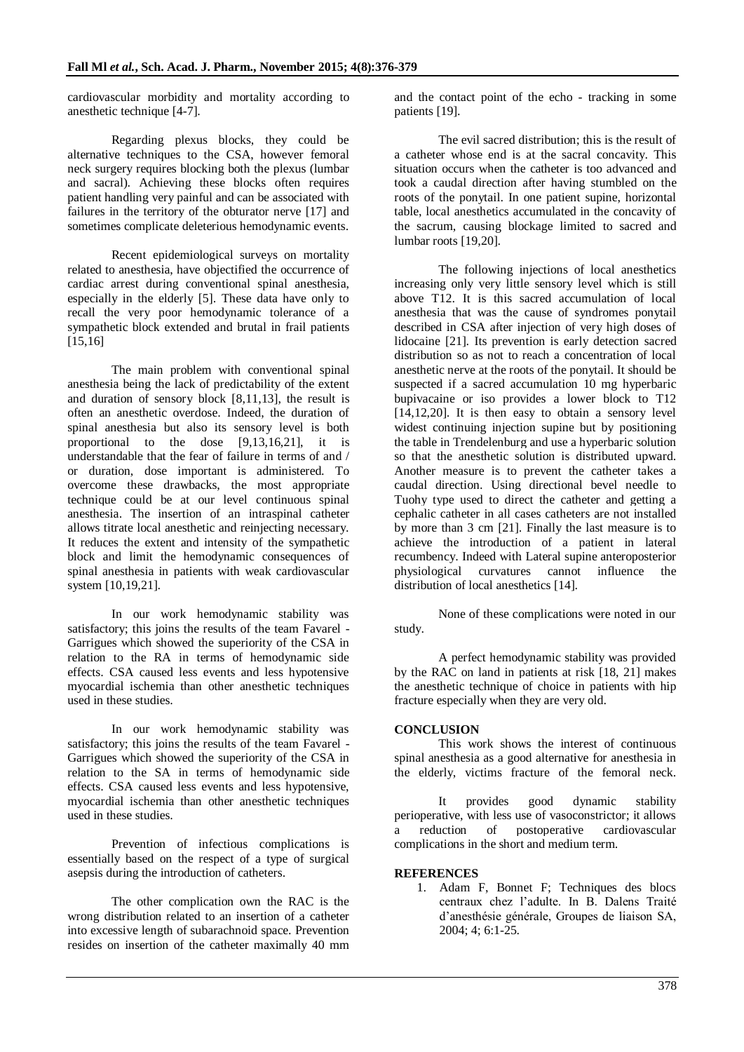cardiovascular morbidity and mortality according to anesthetic technique [4-7].

Regarding plexus blocks, they could be alternative techniques to the CSA, however femoral neck surgery requires blocking both the plexus (lumbar and sacral). Achieving these blocks often requires patient handling very painful and can be associated with failures in the territory of the obturator nerve [17] and sometimes complicate deleterious hemodynamic events.

Recent epidemiological surveys on mortality related to anesthesia, have objectified the occurrence of cardiac arrest during conventional spinal anesthesia, especially in the elderly [5]. These data have only to recall the very poor hemodynamic tolerance of a sympathetic block extended and brutal in frail patients [15,16]

The main problem with conventional spinal anesthesia being the lack of predictability of the extent and duration of sensory block [8,11,13], the result is often an anesthetic overdose. Indeed, the duration of spinal anesthesia but also its sensory level is both proportional to the dose [9,13,16,21], it is understandable that the fear of failure in terms of and / or duration, dose important is administered. To overcome these drawbacks, the most appropriate technique could be at our level continuous spinal anesthesia. The insertion of an intraspinal catheter allows titrate local anesthetic and reinjecting necessary. It reduces the extent and intensity of the sympathetic block and limit the hemodynamic consequences of spinal anesthesia in patients with weak cardiovascular system [10,19,21].

In our work hemodynamic stability was satisfactory; this joins the results of the team Favarel - Garrigues which showed the superiority of the CSA in relation to the RA in terms of hemodynamic side effects. CSA caused less events and less hypotensive myocardial ischemia than other anesthetic techniques used in these studies.

In our work hemodynamic stability was satisfactory; this joins the results of the team Favarel - Garrigues which showed the superiority of the CSA in relation to the SA in terms of hemodynamic side effects. CSA caused less events and less hypotensive, myocardial ischemia than other anesthetic techniques used in these studies.

Prevention of infectious complications is essentially based on the respect of a type of surgical asepsis during the introduction of catheters.

The other complication own the RAC is the wrong distribution related to an insertion of a catheter into excessive length of subarachnoid space. Prevention resides on insertion of the catheter maximally 40 mm and the contact point of the echo - tracking in some patients [19].

The evil sacred distribution; this is the result of a catheter whose end is at the sacral concavity. This situation occurs when the catheter is too advanced and took a caudal direction after having stumbled on the roots of the ponytail. In one patient supine, horizontal table, local anesthetics accumulated in the concavity of the sacrum, causing blockage limited to sacred and lumbar roots [19,20].

The following injections of local anesthetics increasing only very little sensory level which is still above T12. It is this sacred accumulation of local anesthesia that was the cause of syndromes ponytail described in CSA after injection of very high doses of lidocaine [21]. Its prevention is early detection sacred distribution so as not to reach a concentration of local anesthetic nerve at the roots of the ponytail. It should be suspected if a sacred accumulation 10 mg hyperbaric bupivacaine or iso provides a lower block to T12 [14,12,20]. It is then easy to obtain a sensory level widest continuing injection supine but by positioning the table in Trendelenburg and use a hyperbaric solution so that the anesthetic solution is distributed upward. Another measure is to prevent the catheter takes a caudal direction. Using directional bevel needle to Tuohy type used to direct the catheter and getting a cephalic catheter in all cases catheters are not installed by more than 3 cm [21]. Finally the last measure is to achieve the introduction of a patient in lateral recumbency. Indeed with Lateral supine anteroposterior physiological curvatures cannot influence the distribution of local anesthetics [14].

None of these complications were noted in our study.

A perfect hemodynamic stability was provided by the RAC on land in patients at risk [18, 21] makes the anesthetic technique of choice in patients with hip fracture especially when they are very old.

## CONCLUSION

This work shows the interest of continuous spinal anesthesia as a good alternative for anesthesia in the elderly, victims fracture of the femoral neck.

It provides good dynamic stability perioperative, with less use of vasoconstrictor; it allows a reduction of postoperative cardiovascular complications in the short and medium term.

## REFERENCES

1. Adam F, Bonnet F; Techniques des blocs centraux chez l'adulte. In B. Dalens Traité d'anesthésie générale, Groupes de liaison SA, 2004; 4; 6:1-25.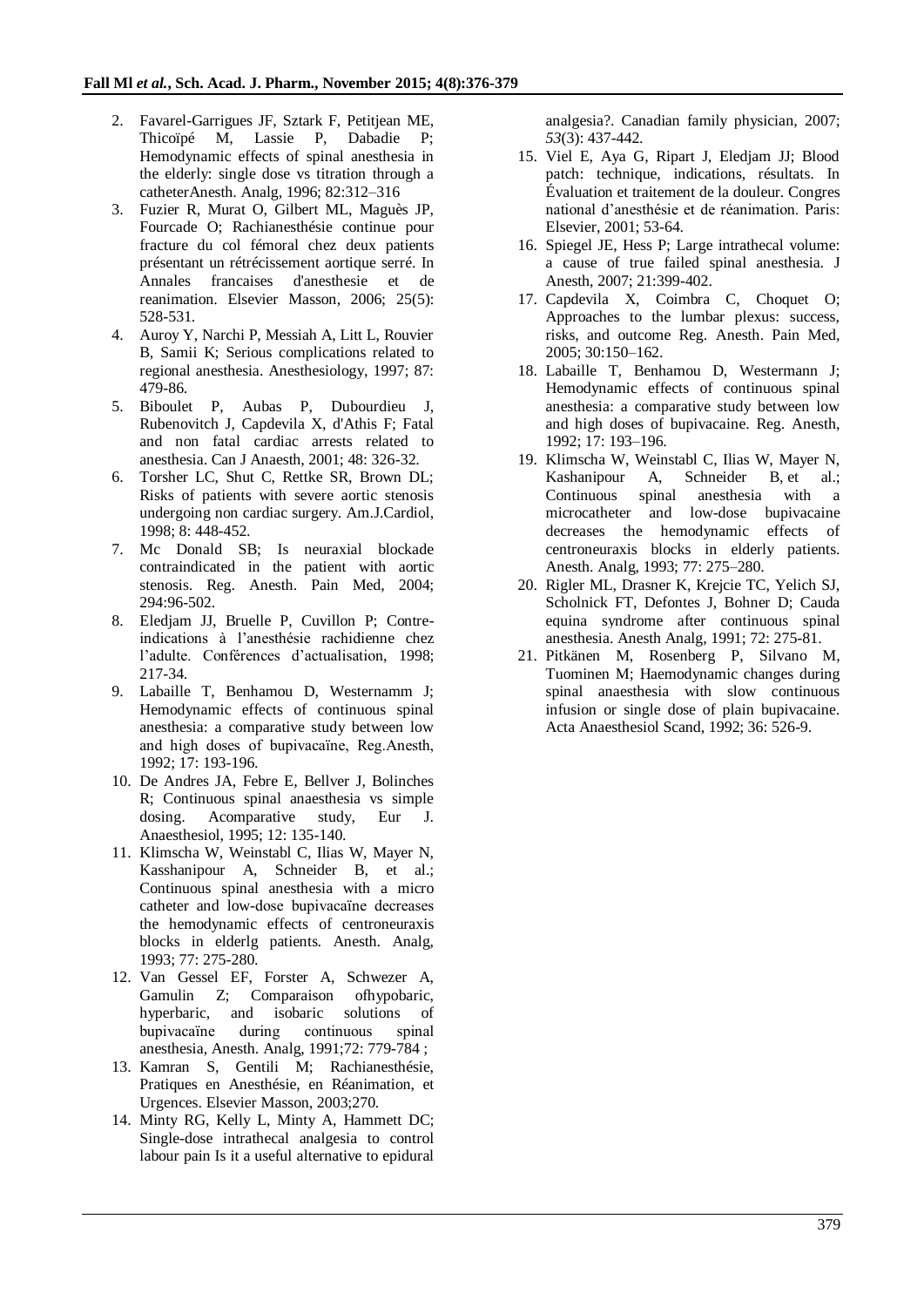2. Favarel-Garrigues JF, Sztark F, Petitjean ME, Thicoïpé M, Lassie P, Dabadie P; Hemodynamic effects of spinal anesthesia in the elderly: single dose vs titration through a catheterAnesth. Analg, 1996; 82:312–316
3. Fuzier R, Murat O, Gilbert ML, Maguès JP, Fourcade O; Rachianesthésie continue pour fracture du col fémoral chez deux patients présentant un rétrécissement aortique serré. In Annales francaises d'anesthesie et de reanimation. Elsevier Masson, 2006; 25(5): 528-531.
4. Auroy Y, Narchi P, Messiah A, Litt L, Rouvier B, Samii K; Serious complications related to regional anesthesia. Anesthesiology, 1997; 87: 479-86.
5. Biboulet P, Aubas P, Dubourdieu J, Rubenovitch J, Capdevila X, d'Athis F; Fatal and non fatal cardiac arrests related to anesthesia. Can J Anaesth, 2001; 48: 326-32.
6. Torsher LC, Shut C, Rettke SR, Brown DL; Risks of patients with severe aortic stenosis undergoing non cardiac surgery. Am.J.Cardiol, 1998; 8: 448-452.
7. Mc Donald SB; Is neuraxial blockade contraindicated in the patient with aortic stenosis. Reg. Anesth. Pain Med, 2004; 294:96-502.
8. Eledjam JJ, Bruelle P, Cuvillon P; Contre-indications à l'anesthésie rachidienne chez l'adulte. Conférences d'actualisation, 1998; 217-34.
9. Labaille T, Benhamou D, Westernamm J; Hemodynamic effects of continuous spinal anesthesia: a comparative study between low and high doses of bupivacaïne, Reg.Anesth, 1992; 17: 193-196.
10. De Andres JA, Febre E, Bellver J, Bolinches R; Continuous spinal anaesthesia vs simple dosing. Acomparative study, Eur J. Anaesthesiol, 1995; 12: 135-140.
11. Klimscha W, Weinstabl C, Ilias W, Mayer N, Kasshanipour A, Schneider B, et al.; Continuous spinal anesthesia with a micro catheter and low-dose bupivacaïne decreases the hemodynamic effects of centroneuraxis blocks in elderlg patients. Anesth. Analg, 1993; 77: 275-280.
12. Van Gessel EF, Forster A, Schwezer A, Gamulin Z; Comparaison ofhypobaric, hyperbaric, and isobaric solutions of bupivacaïne during continuous spinal anesthesia, Anesth. Analg, 1991;72: 779-784 ;
13. Kamran S, Gentili M; Rachianesthésie, Pratiques en Anesthésie, en Réanimation, et Urgences. Elsevier Masson, 2003;270.
14. Minty RG, Kelly L, Minty A, Hammett DC; Single-dose intrathecal analgesia to control labour pain Is it a useful alternative to epidural analgesia?. Canadian family physician, 2007; *53*(3): 437-442.
15. Viel E, Aya G, Ripart J, Eledjam JJ; Blood patch: technique, indications, résultats. In Évaluation et traitement de la douleur. Congres national d'anesthésie et de réanimation. Paris: Elsevier, 2001; 53-64.
16. Spiegel JE, Hess P; Large intrathecal volume: a cause of true failed spinal anesthesia. J Anesth, 2007; 21:399-402.
17. Capdevila X, Coimbra C, Choquet O; Approaches to the lumbar plexus: success, risks, and outcome Reg. Anesth. Pain Med, 2005; 30:150–162.
18. Labaille T, Benhamou D, Westermann J; Hemodynamic effects of continuous spinal anesthesia: a comparative study between low and high doses of bupivacaine. Reg. Anesth, 1992; 17: 193–196.
19. Klimscha W, Weinstabl C, Ilias W, Mayer N, Kashanipour A, Schneider B, et al.; Continuous spinal anesthesia with a microcatheter and low-dose bupivacaine decreases the hemodynamic effects of centroneuraxis blocks in elderly patients. Anesth. Analg, 1993; 77: 275–280.
20. Rigler ML, Drasner K, Krejcie TC, Yelich SJ, Scholnick FT, Defontes J, Bohner D; Cauda equina syndrome after continuous spinal anesthesia. Anesth Analg, 1991; 72: 275-81.
21. Pitkänen M, Rosenberg P, Silvano M, Tuominen M; Haemodynamic changes during spinal anaesthesia with slow continuous infusion or single dose of plain bupivacaine. Acta Anaesthesiol Scand, 1992; 36: 526-9.